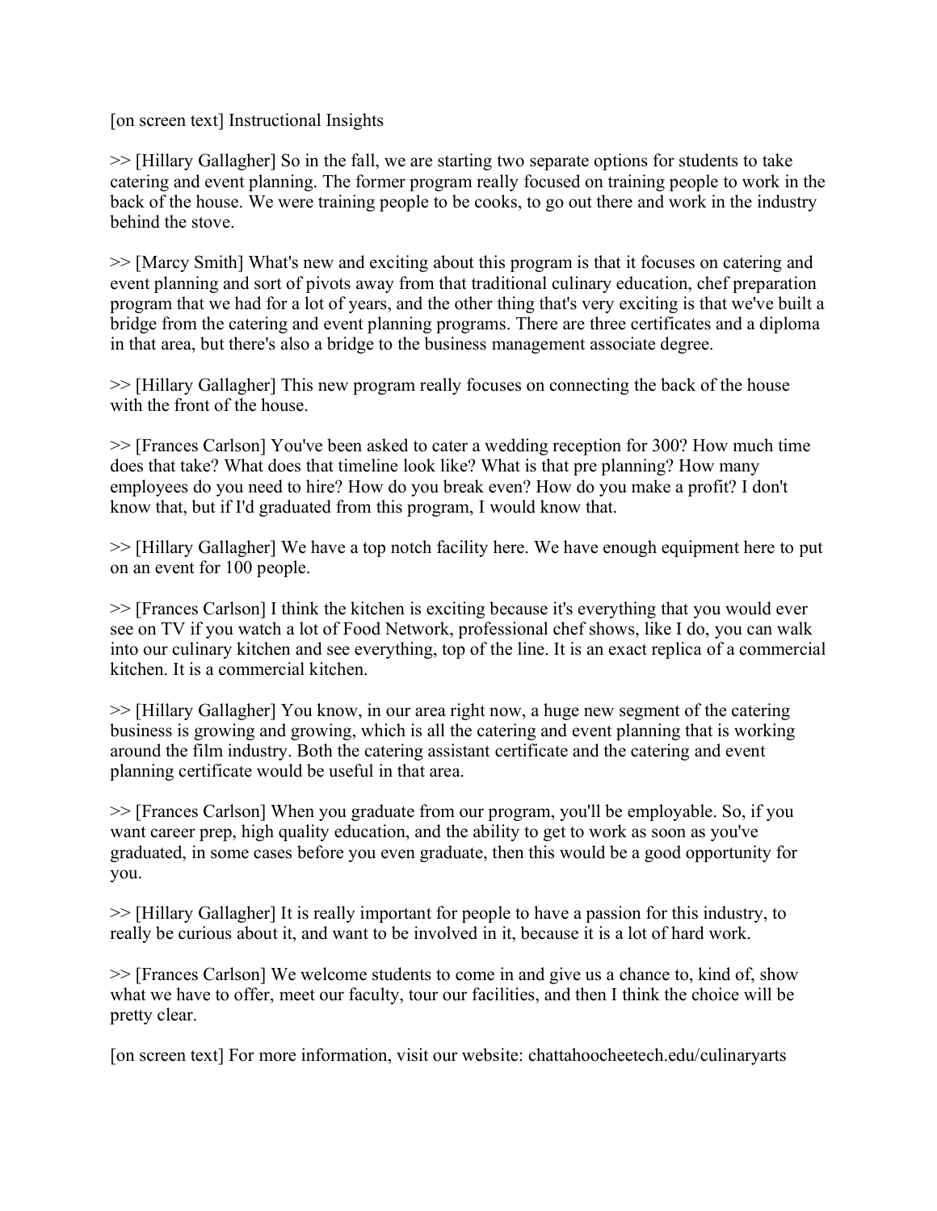[on screen text] Instructional Insights

>> [Hillary Gallagher] So in the fall, we are starting two separate options for students to take catering and event planning. The former program really focused on training people to work in the back of the house. We were training people to be cooks, to go out there and work in the industry behind the stove.

>> [Marcy Smith] What's new and exciting about this program is that it focuses on catering and event planning and sort of pivots away from that traditional culinary education, chef preparation program that we had for a lot of years, and the other thing that's very exciting is that we've built a bridge from the catering and event planning programs. There are three certificates and a diploma in that area, but there's also a bridge to the business management associate degree.

>> [Hillary Gallagher] This new program really focuses on connecting the back of the house with the front of the house.

>> [Frances Carlson] You've been asked to cater a wedding reception for 300? How much time does that take? What does that timeline look like? What is that pre planning? How many employees do you need to hire? How do you break even? How do you make a profit? I don't know that, but if I'd graduated from this program, I would know that.

>> [Hillary Gallagher] We have a top notch facility here. We have enough equipment here to put on an event for 100 people.

>> [Frances Carlson] I think the kitchen is exciting because it's everything that you would ever see on TV if you watch a lot of Food Network, professional chef shows, like I do, you can walk into our culinary kitchen and see everything, top of the line. It is an exact replica of a commercial kitchen. It is a commercial kitchen.

>> [Hillary Gallagher] You know, in our area right now, a huge new segment of the catering business is growing and growing, which is all the catering and event planning that is working around the film industry. Both the catering assistant certificate and the catering and event planning certificate would be useful in that area.

>> [Frances Carlson] When you graduate from our program, you'll be employable. So, if you want career prep, high quality education, and the ability to get to work as soon as you've graduated, in some cases before you even graduate, then this would be a good opportunity for you.

>> [Hillary Gallagher] It is really important for people to have a passion for this industry, to really be curious about it, and want to be involved in it, because it is a lot of hard work.

>> [Frances Carlson] We welcome students to come in and give us a chance to, kind of, show what we have to offer, meet our faculty, tour our facilities, and then I think the choice will be pretty clear.

[on screen text] For more information, visit our website: chattahoocheetech.edu/culinaryarts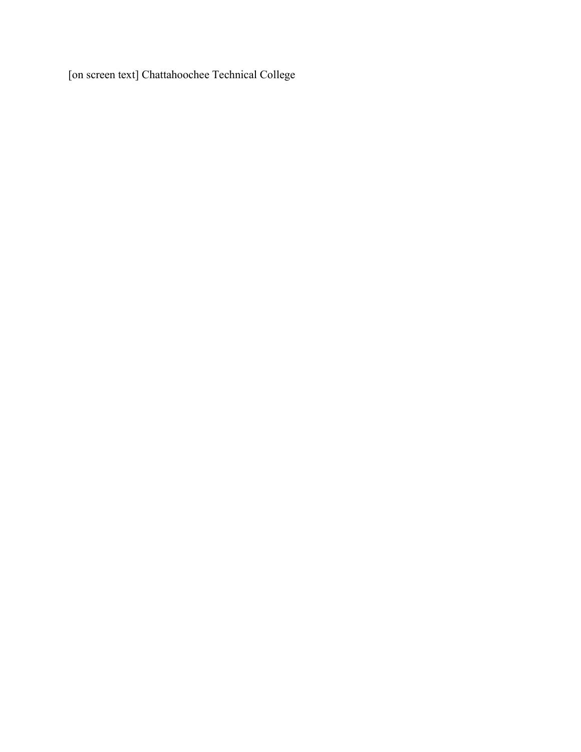[on screen text] Chattahoochee Technical College